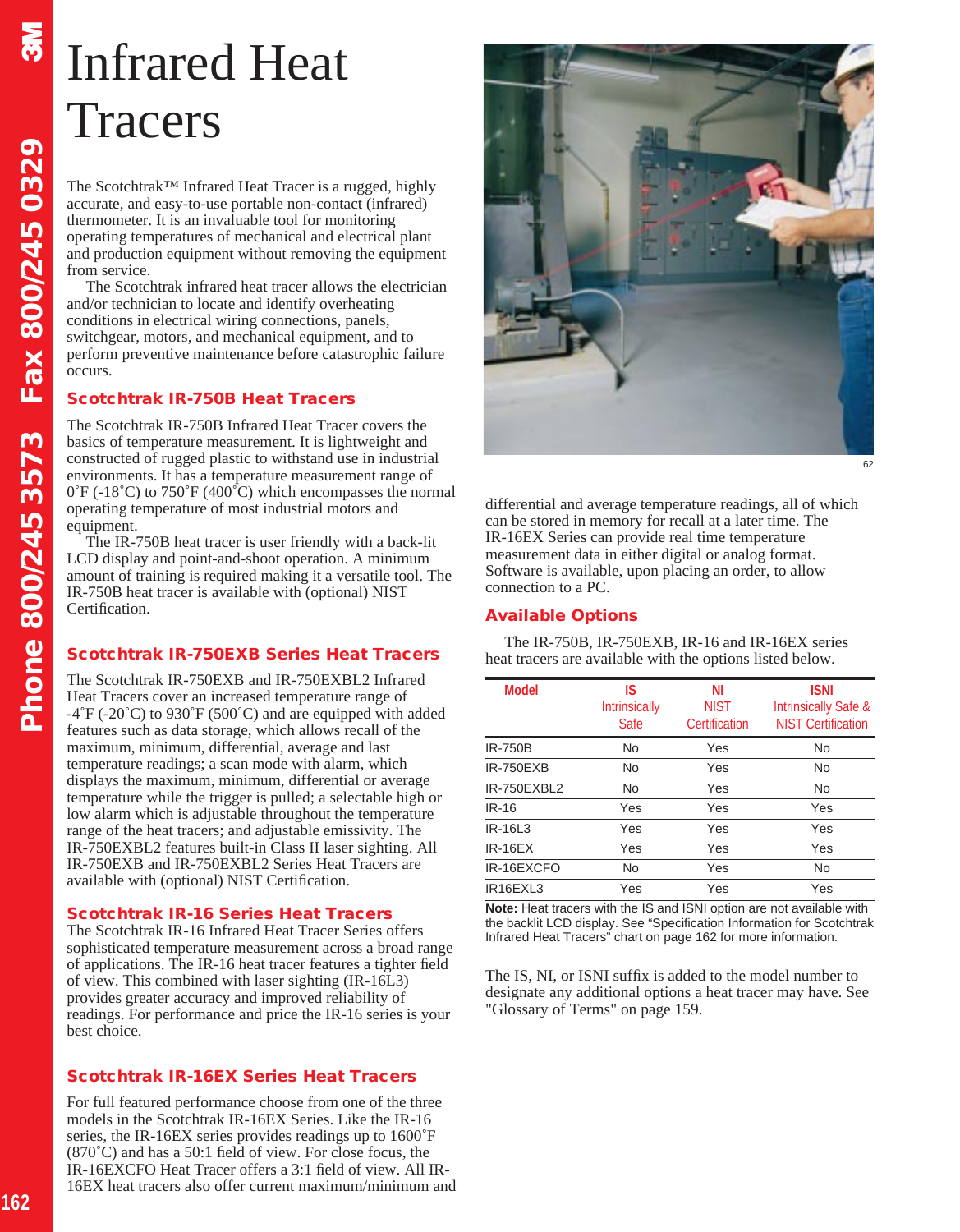# Infrared Heat Tracers

The Scotchtrak™ Infrared Heat Tracer is a rugged, highly accurate, and easy-to-use portable non-contact (infrared) thermometer. It is an invaluable tool for monitoring operating temperatures of mechanical and electrical plant and production equipment without removing the equipment from service.

The Scotchtrak infrared heat tracer allows the electrician and/or technician to locate and identify overheating conditions in electrical wiring connections, panels, switchgear, motors, and mechanical equipment, and to perform preventive maintenance before catastrophic failure occurs.

## Scotchtrak IR-750B Heat Tracers

The Scotchtrak IR-750B Infrared Heat Tracer covers the basics of temperature measurement. It is lightweight and constructed of rugged plastic to withstand use in industrial environments. It has a temperature measurement range of 0˚F (-18˚C) to 750˚F (400˚C) which encompasses the normal operating temperature of most industrial motors and equipment.

The IR-750B heat tracer is user friendly with a back-lit LCD display and point-and-shoot operation. A minimum amount of training is required making it a versatile tool. The IR-750B heat tracer is available with (optional) NIST Certification.

## Scotchtrak IR-750EXB Series Heat Tracers

The Scotchtrak IR-750EXB and IR-750EXBL2 Infrared Heat Tracers cover an increased temperature range of -4˚F (-20˚C) to 930˚F (500˚C) and are equipped with added features such as data storage, which allows recall of the maximum, minimum, differential, average and last temperature readings; a scan mode with alarm, which displays the maximum, minimum, differential or average temperature while the trigger is pulled; a selectable high or low alarm which is adjustable throughout the temperature range of the heat tracers; and adjustable emissivity. The IR-750EXBL2 features built-in Class II laser sighting. All IR-750EXB and IR-750EXBL2 Series Heat Tracers are available with (optional) NIST Certification.

## Scotchtrak IR-16 Series Heat Tracers

The Scotchtrak IR-16 Infrared Heat Tracer Series offers sophisticated temperature measurement across a broad range of applications. The IR-16 heat tracer features a tighter field of view. This combined with laser sighting (IR-16L3) provides greater accuracy and improved reliability of readings. For performance and price the IR-16 series is your best choice.

## Scotchtrak IR-16EX Series Heat Tracers

For full featured performance choose from one of the three models in the Scotchtrak IR-16EX Series. Like the IR-16 series, the IR-16EX series provides readings up to 1600˚F (870˚C) and has a 50:1 field of view. For close focus, the IR-16EXCFO Heat Tracer offers a 3:1 field of view. All IR-16EX heat tracers also offer current maximum/minimum and differential and average temperature readings, all of which can be stored in memory for recall at a later time. The IR-16EX Series can provide real time temperature measurement data in either digital or analog format. Software is available, upon placing an order, to allow connection to a PC.

62

## Available Options

The IR-750B, IR-750EXB, IR-16 and IR-16EX series heat tracers are available with the options listed below.

| Model | IS Intrinsically Safe | NI NIST Certification | ISNI Intrinsically Safe & NIST Certification |
|---|---|---|---|
| IR-750B | No | Yes | No |
| IR-750EXB | No | Yes | No |
| IR-750EXBL2 | No | Yes | No |
| IR-16 | Yes | Yes | Yes |
| IR-16L3 | Yes | Yes | Yes |
| IR-16EX | Yes | Yes | Yes |
| IR-16EXCFO | No | Yes | No |
| IR16EXL3 | Yes | Yes | Yes |

**Note:** Heat tracers with the IS and ISNI option are not available with the backlit LCD display. See "Specification Information for Scotchtrak Infrared Heat Tracers" chart on page 162 for more information.

The IS, NI, or ISNI suffix is added to the model number to designate any additional options a heat tracer may have. See "Glossary of Terms" on page 159.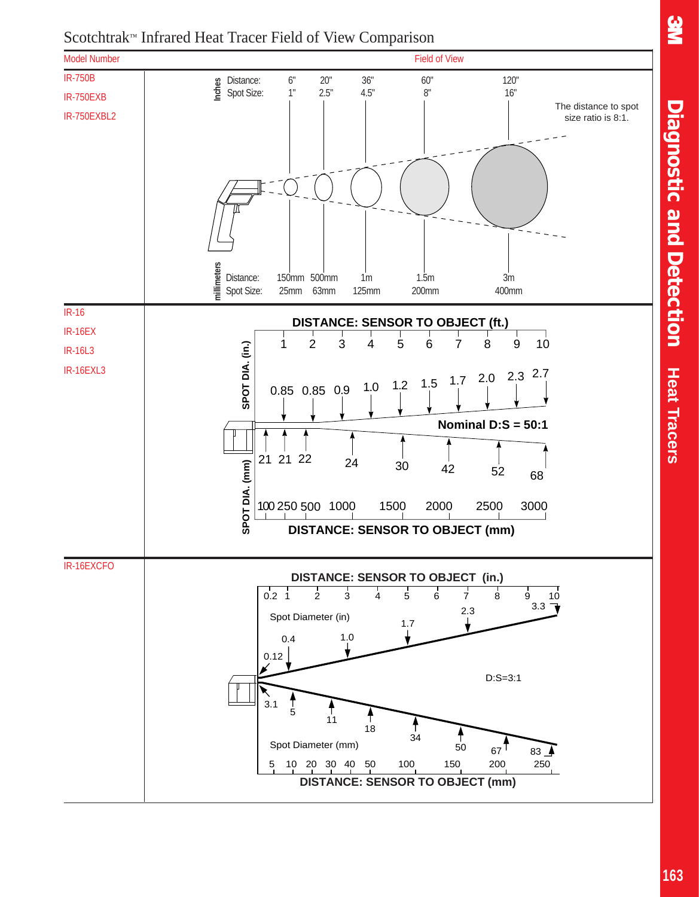# Scotchtrak™ Infrared Heat Tracer Field of View Comparison

Model Number | Field of View

**IR-750B, IR-750EXB, IR-750EXBL2**

Inches
Distance: 6" 20" 36" 60" 120"
Spot Size: 1" 2.5" 4.5" 8" 16"

The distance to spot size ratio is 8:1.

millimeters
Distance: 150mm 500mm 1m 1.5m 3m
Spot Size: 25mm 63mm 125mm 200mm 400mm

**IR-16, IR-16EX, IR-16L3, IR-16EXL3**

**DISTANCE: SENSOR TO OBJECT (ft.)**
1 2 3 4 5 6 7 8 9 10

**SPOT DIA. (in.)**
0.85 0.85 0.9 1.0 1.2 1.5 1.7 2.0 2.3 2.7

**Nominal D:S = 50:1**

**SPOT DIA. (mm)**
21 21 22 24 30 42 52 68

100 250 500 1000 1500 2000 2500 3000
**DISTANCE: SENSOR TO OBJECT (mm)**

**IR-16EXCFO**

**DISTANCE: SENSOR TO OBJECT (in.)**
0.2 1 2 3 4 5 6 7 8 9 10

Spot Diameter (in)
0.12 0.4 1.0 1.7 2.3 3.3

D:S=3:1

Spot Diameter (mm)
3.1 5 11 18 34 50 67 83

5 10 20 30 40 50 100 150 200 250
**DISTANCE: SENSOR TO OBJECT (mm)**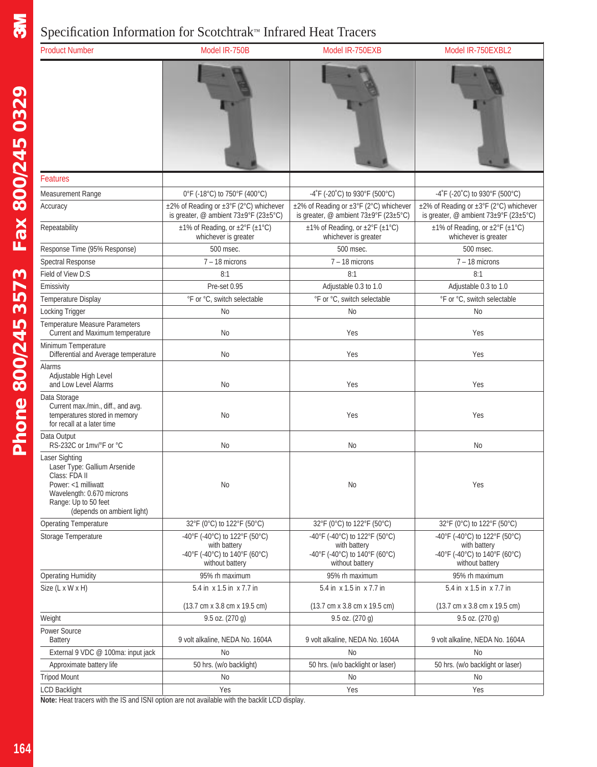# Specification Information for Scotchtrak™ Infrared Heat Tracers

| Product Number | Model IR-750B | Model IR-750EXB | Model IR-750EXBL2 |
|---|---|---|---|
| **Features** | | | |
| Measurement Range | 0°F (-18°C) to 750°F (400°C) | -4˚F (-20˚C) to 930°F (500°C) | -4˚F (-20˚C) to 930°F (500°C) |
| Accuracy | ±2% of Reading or ±3°F (2°C) whichever is greater, @ ambient 73±9°F (23±5°C) | ±2% of Reading or ±3°F (2°C) whichever is greater, @ ambient 73±9°F (23±5°C) | ±2% of Reading or ±3°F (2°C) whichever is greater, @ ambient 73±9°F (23±5°C) |
| Repeatability | ±1% of Reading, or ±2°F (±1°C) whichever is greater | ±1% of Reading, or ±2°F (±1°C) whichever is greater | ±1% of Reading, or ±2°F (±1°C) whichever is greater |
| Response Time (95% Response) | 500 msec. | 500 msec. | 500 msec. |
| Spectral Response | 7 – 18 microns | 7 – 18 microns | 7 – 18 microns |
| Field of View D:S | 8:1 | 8:1 | 8:1 |
| Emissivity | Pre-set 0.95 | Adjustable 0.3 to 1.0 | Adjustable 0.3 to 1.0 |
| Temperature Display | °F or °C, switch selectable | °F or °C, switch selectable | °F or °C, switch selectable |
| Locking Trigger | No | No | No |
| Temperature Measure Parameters Current and Maximum temperature | No | Yes | Yes |
| Minimum Temperature Differential and Average temperature | No | Yes | Yes |
| Alarms Adjustable High Level and Low Level Alarms | No | Yes | Yes |
| Data Storage Current max./min., diff., and avg. temperatures stored in memory for recall at a later time | No | Yes | Yes |
| Data Output RS-232C or 1mv/°F or °C | No | No | No |
| Laser Sighting Laser Type: Gallium Arsenide Class: FDA II Power: <1 milliwatt Wavelength: 0.670 microns Range: Up to 50 feet (depends on ambient light) | No | No | Yes |
| Operating Temperature | 32°F (0°C) to 122°F (50°C) | 32°F (0°C) to 122°F (50°C) | 32°F (0°C) to 122°F (50°C) |
| Storage Temperature | -40°F (-40°C) to 122°F (50°C) with battery -40°F (-40°C) to 140°F (60°C) without battery | -40°F (-40°C) to 122°F (50°C) with battery -40°F (-40°C) to 140°F (60°C) without battery | -40°F (-40°C) to 122°F (50°C) with battery -40°F (-40°C) to 140°F (60°C) without battery |
| Operating Humidity | 95% rh maximum | 95% rh maximum | 95% rh maximum |
| Size (L x W x H) | 5.4 in x 1.5 in x 7.7 in (13.7 cm x 3.8 cm x 19.5 cm) | 5.4 in x 1.5 in x 7.7 in (13.7 cm x 3.8 cm x 19.5 cm) | 5.4 in x 1.5 in x 7.7 in (13.7 cm x 3.8 cm x 19.5 cm) |
| Weight | 9.5 oz. (270 g) | 9.5 oz. (270 g) | 9.5 oz. (270 g) |
| Power Source Battery | 9 volt alkaline, NEDA No. 1604A | 9 volt alkaline, NEDA No. 1604A | 9 volt alkaline, NEDA No. 1604A |
| External 9 VDC @ 100ma: input jack | No | No | No |
| Approximate battery life | 50 hrs. (w/o backlight) | 50 hrs. (w/o backlight or laser) | 50 hrs. (w/o backlight or laser) |
| Tripod Mount | No | No | No |
| LCD Backlight | Yes | Yes | Yes |

**Note:** Heat tracers with the IS and ISNI option are not available with the backlit LCD display.

Phone 800/245 3573 Fax 800/245 0329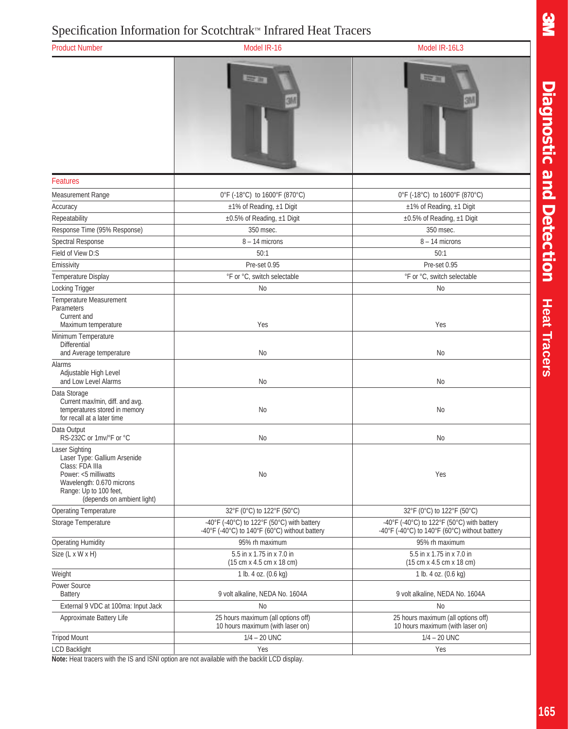# Specification Information for Scotchtrak™ Infrared Heat Tracers

| Product Number | Model IR-16 | Model IR-16L3 |
|---|---|---|
| **Features** | | |
| Measurement Range | 0°F (-18°C) to 1600°F (870°C) | 0°F (-18°C) to 1600°F (870°C) |
| Accuracy | ±1% of Reading, ±1 Digit | ±1% of Reading, ±1 Digit |
| Repeatability | ±0.5% of Reading, ±1 Digit | ±0.5% of Reading, ±1 Digit |
| Response Time (95% Response) | 350 msec. | 350 msec. |
| Spectral Response | 8 – 14 microns | 8 – 14 microns |
| Field of View D:S | 50:1 | 50:1 |
| Emissivity | Pre-set 0.95 | Pre-set 0.95 |
| Temperature Display | °F or °C, switch selectable | °F or °C, switch selectable |
| Locking Trigger | No | No |
| Temperature Measurement Parameters<br>Current and Maximum temperature | Yes | Yes |
| Minimum Temperature<br>Differential and Average temperature | No | No |
| Alarms<br>Adjustable High Level and Low Level Alarms | No | No |
| Data Storage<br>Current max/min, diff. and avg. temperatures stored in memory for recall at a later time | No | No |
| Data Output<br>RS-232C or 1mv/°F or °C | No | No |
| Laser Sighting<br>Laser Type: Gallium Arsenide<br>Class: FDA IIIa<br>Power: <5 milliwatts<br>Wavelength: 0.670 microns<br>Range: Up to 100 feet, (depends on ambient light) | No | Yes |
| Operating Temperature | 32°F (0°C) to 122°F (50°C) | 32°F (0°C) to 122°F (50°C) |
| Storage Temperature | -40°F (-40°C) to 122°F (50°C) with battery<br>-40°F (-40°C) to 140°F (60°C) without battery | -40°F (-40°C) to 122°F (50°C) with battery<br>-40°F (-40°C) to 140°F (60°C) without battery |
| Operating Humidity | 95% rh maximum | 95% rh maximum |
| Size (L x W x H) | 5.5 in x 1.75 in x 7.0 in<br>(15 cm x 4.5 cm x 18 cm) | 5.5 in x 1.75 in x 7.0 in<br>(15 cm x 4.5 cm x 18 cm) |
| Weight | 1 lb. 4 oz. (0.6 kg) | 1 lb. 4 oz. (0.6 kg) |
| Power Source<br>Battery | 9 volt alkaline, NEDA No. 1604A | 9 volt alkaline, NEDA No. 1604A |
| External 9 VDC at 100ma: Input Jack | No | No |
| Approximate Battery Life | 25 hours maximum (all options off)<br>10 hours maximum (with laser on) | 25 hours maximum (all options off)<br>10 hours maximum (with laser on) |
| Tripod Mount | 1/4 – 20 UNC | 1/4 – 20 UNC |
| LCD Backlight | Yes | Yes |

**Note:** Heat tracers with the IS and ISNI option are not available with the backlit LCD display.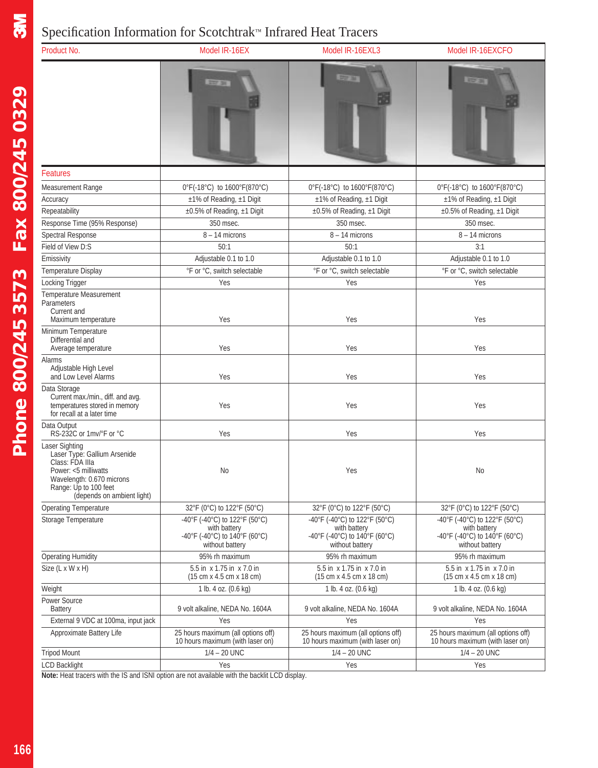# Specification Information for Scotchtrak™ Infrared Heat Tracers

| Product No. | Model IR-16EX | Model IR-16EXL3 | Model IR-16EXCFO |
|---|---|---|---|
| **Features** | | | |
| Measurement Range | 0°F(-18°C) to 1600°F(870°C) | 0°F(-18°C) to 1600°F(870°C) | 0°F(-18°C) to 1600°F(870°C) |
| Accuracy | ±1% of Reading, ±1 Digit | ±1% of Reading, ±1 Digit | ±1% of Reading, ±1 Digit |
| Repeatability | ±0.5% of Reading, ±1 Digit | ±0.5% of Reading, ±1 Digit | ±0.5% of Reading, ±1 Digit |
| Response Time (95% Response) | 350 msec. | 350 msec. | 350 msec. |
| Spectral Response | 8 – 14 microns | 8 – 14 microns | 8 – 14 microns |
| Field of View D:S | 50:1 | 50:1 | 3:1 |
| Emissivity | Adjustable 0.1 to 1.0 | Adjustable 0.1 to 1.0 | Adjustable 0.1 to 1.0 |
| Temperature Display | °F or °C, switch selectable | °F or °C, switch selectable | °F or °C, switch selectable |
| Locking Trigger | Yes | Yes | Yes |
| Temperature Measurement Parameters<br>Current and Maximum temperature | Yes | Yes | Yes |
| Minimum Temperature<br>Differential and Average temperature | Yes | Yes | Yes |
| Alarms<br>Adjustable High Level and Low Level Alarms | Yes | Yes | Yes |
| Data Storage<br>Current max./min., diff. and avg. temperatures stored in memory for recall at a later time | Yes | Yes | Yes |
| Data Output<br>RS-232C or 1mv/°F or °C | Yes | Yes | Yes |
| Laser Sighting<br>Laser Type: Gallium Arsenide<br>Class: FDA IIIa<br>Power: <5 milliwatts<br>Wavelength: 0.670 microns<br>Range: Up to 100 feet (depends on ambient light) | No | Yes | No |
| Operating Temperature | 32°F (0°C) to 122°F (50°C) | 32°F (0°C) to 122°F (50°C) | 32°F (0°C) to 122°F (50°C) |
| Storage Temperature | -40°F (-40°C) to 122°F (50°C) with battery<br>-40°F (-40°C) to 140°F (60°C) without battery | -40°F (-40°C) to 122°F (50°C) with battery<br>-40°F (-40°C) to 140°F (60°C) without battery | -40°F (-40°C) to 122°F (50°C) with battery<br>-40°F (-40°C) to 140°F (60°C) without battery |
| Operating Humidity | 95% rh maximum | 95% rh maximum | 95% rh maximum |
| Size (L x W x H) | 5.5 in x 1.75 in x 7.0 in (15 cm x 4.5 cm x 18 cm) | 5.5 in x 1.75 in x 7.0 in (15 cm x 4.5 cm x 18 cm) | 5.5 in x 1.75 in x 7.0 in (15 cm x 4.5 cm x 18 cm) |
| Weight | 1 lb. 4 oz. (0.6 kg) | 1 lb. 4 oz. (0.6 kg) | 1 lb. 4 oz. (0.6 kg) |
| Power Source<br>Battery | 9 volt alkaline, NEDA No. 1604A | 9 volt alkaline, NEDA No. 1604A | 9 volt alkaline, NEDA No. 1604A |
| External 9 VDC at 100ma, input jack | Yes | Yes | Yes |
| Approximate Battery Life | 25 hours maximum (all options off)<br>10 hours maximum (with laser on) | 25 hours maximum (all options off)<br>10 hours maximum (with laser on) | 25 hours maximum (all options off)<br>10 hours maximum (with laser on) |
| Tripod Mount | 1/4 – 20 UNC | 1/4 – 20 UNC | 1/4 – 20 UNC |
| LCD Backlight | Yes | Yes | Yes |

**Note:** Heat tracers with the IS and ISNI option are not available with the backlit LCD display.

Phone 800/245 3573 Fax 800/245 0329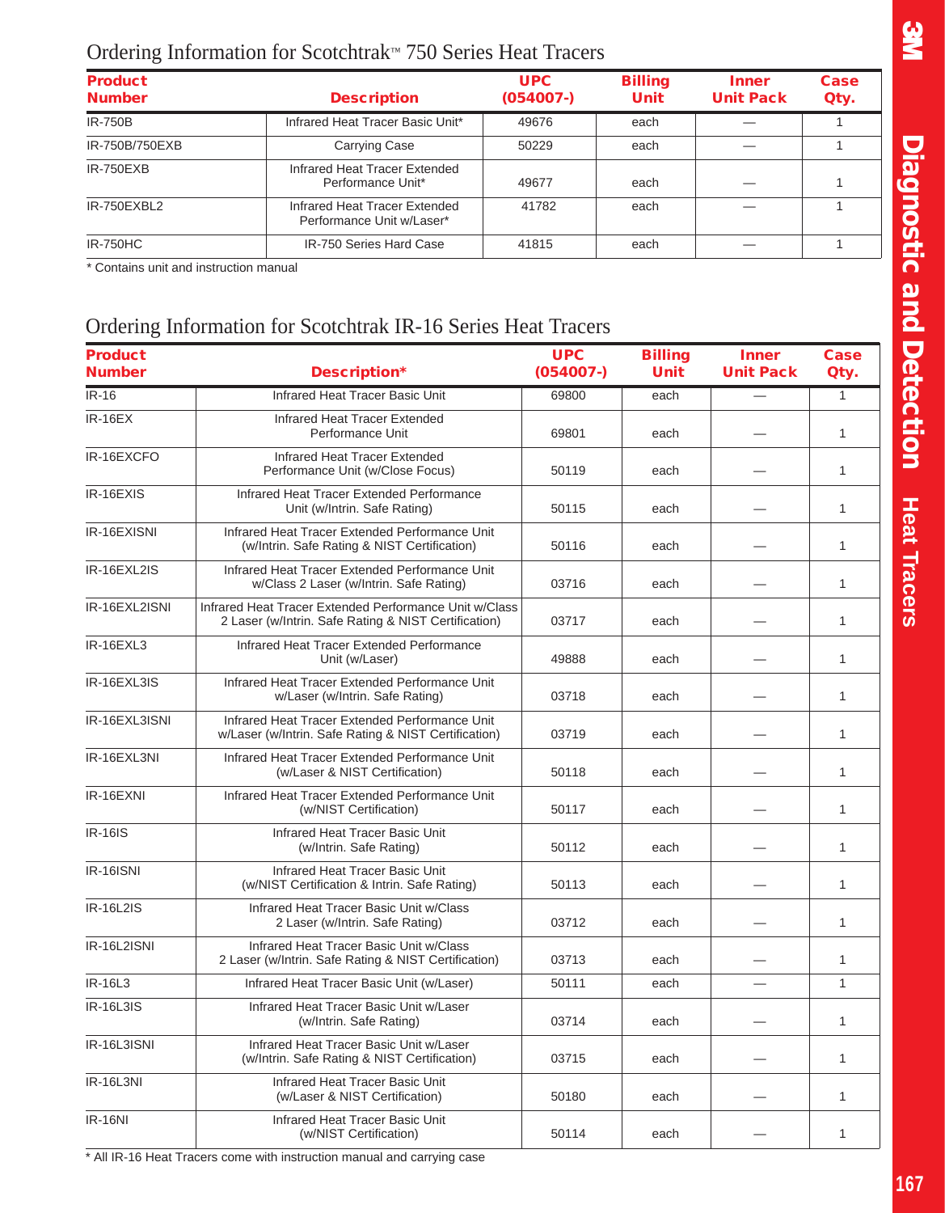## Ordering Information for Scotchtrak™ 750 Series Heat Tracers

| Product Number | Description | UPC (054007-) | Billing Unit | Inner Unit Pack | Case Qty. |
|---|---|---|---|---|---|
| IR-750B | Infrared Heat Tracer Basic Unit* | 49676 | each | — | 1 |
| IR-750B/750EXB | Carrying Case | 50229 | each | — | 1 |
| IR-750EXB | Infrared Heat Tracer Extended Performance Unit* | 49677 | each | — | 1 |
| IR-750EXBL2 | Infrared Heat Tracer Extended Performance Unit w/Laser* | 41782 | each | — | 1 |
| IR-750HC | IR-750 Series Hard Case | 41815 | each | — | 1 |

* Contains unit and instruction manual

## Ordering Information for Scotchtrak IR-16 Series Heat Tracers

| Product Number | Description* | UPC (054007-) | Billing Unit | Inner Unit Pack | Case Qty. |
|---|---|---|---|---|---|
| IR-16 | Infrared Heat Tracer Basic Unit | 69800 | each | — | 1 |
| IR-16EX | Infrared Heat Tracer Extended Performance Unit | 69801 | each | — | 1 |
| IR-16EXCFO | Infrared Heat Tracer Extended Performance Unit (w/Close Focus) | 50119 | each | — | 1 |
| IR-16EXIS | Infrared Heat Tracer Extended Performance Unit (w/Intrin. Safe Rating) | 50115 | each | — | 1 |
| IR-16EXISNI | Infrared Heat Tracer Extended Performance Unit (w/Intrin. Safe Rating & NIST Certification) | 50116 | each | — | 1 |
| IR-16EXL2IS | Infrared Heat Tracer Extended Performance Unit w/Class 2 Laser (w/Intrin. Safe Rating) | 03716 | each | — | 1 |
| IR-16EXL2ISNI | Infrared Heat Tracer Extended Performance Unit w/Class 2 Laser (w/Intrin. Safe Rating & NIST Certification) | 03717 | each | — | 1 |
| IR-16EXL3 | Infrared Heat Tracer Extended Performance Unit (w/Laser) | 49888 | each | — | 1 |
| IR-16EXL3IS | Infrared Heat Tracer Extended Performance Unit w/Laser (w/Intrin. Safe Rating) | 03718 | each | — | 1 |
| IR-16EXL3ISNI | Infrared Heat Tracer Extended Performance Unit w/Laser (w/Intrin. Safe Rating & NIST Certification) | 03719 | each | — | 1 |
| IR-16EXL3NI | Infrared Heat Tracer Extended Performance Unit (w/Laser & NIST Certification) | 50118 | each | — | 1 |
| IR-16EXNI | Infrared Heat Tracer Extended Performance Unit (w/NIST Certification) | 50117 | each | — | 1 |
| IR-16IS | Infrared Heat Tracer Basic Unit (w/Intrin. Safe Rating) | 50112 | each | — | 1 |
| IR-16ISNI | Infrared Heat Tracer Basic Unit (w/NIST Certification & Intrin. Safe Rating) | 50113 | each | — | 1 |
| IR-16L2IS | Infrared Heat Tracer Basic Unit w/Class 2 Laser (w/Intrin. Safe Rating) | 03712 | each | — | 1 |
| IR-16L2ISNI | Infrared Heat Tracer Basic Unit w/Class 2 Laser (w/Intrin. Safe Rating & NIST Certification) | 03713 | each | — | 1 |
| IR-16L3 | Infrared Heat Tracer Basic Unit (w/Laser) | 50111 | each | — | 1 |
| IR-16L3IS | Infrared Heat Tracer Basic Unit w/Laser (w/Intrin. Safe Rating) | 03714 | each | — | 1 |
| IR-16L3ISNI | Infrared Heat Tracer Basic Unit w/Laser (w/Intrin. Safe Rating & NIST Certification) | 03715 | each | — | 1 |
| IR-16L3NI | Infrared Heat Tracer Basic Unit (w/Laser & NIST Certification) | 50180 | each | — | 1 |
| IR-16NI | Infrared Heat Tracer Basic Unit (w/NIST Certification) | 50114 | each | — | 1 |

* All IR-16 Heat Tracers come with instruction manual and carrying case